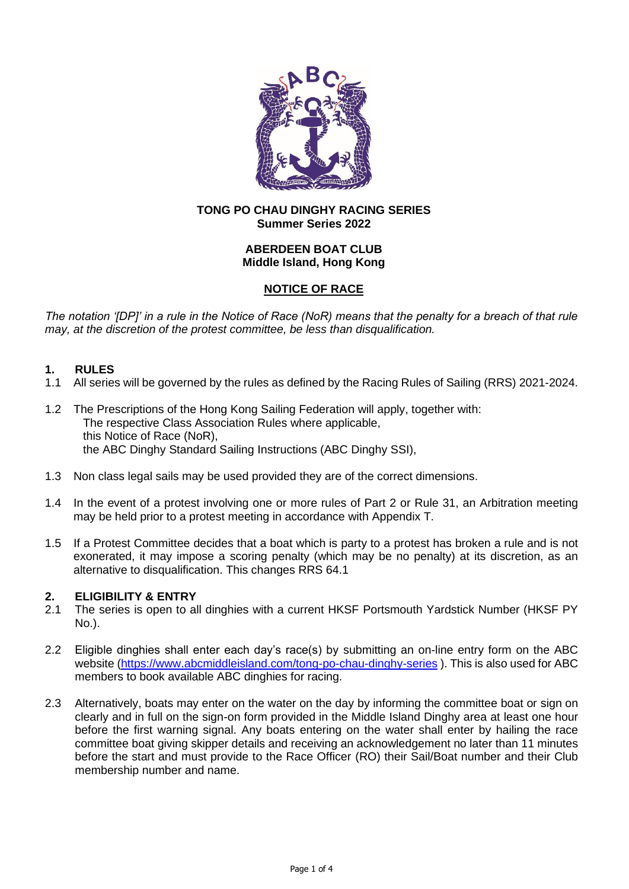**TONG PO CHAU DINGHY RACING SERIES**
**Summer Series 2022**

**ABERDEEN BOAT CLUB**
**Middle Island, Hong Kong**

# NOTICE OF RACE

*The notation '[DP]' in a rule in the Notice of Race (NoR) means that the penalty for a breach of that rule may, at the discretion of the protest committee, be less than disqualification.*

## 1. RULES

1.1 All series will be governed by the rules as defined by the Racing Rules of Sailing (RRS) 2021-2024.

1.2 The Prescriptions of the Hong Kong Sailing Federation will apply, together with:
The respective Class Association Rules where applicable,
this Notice of Race (NoR),
the ABC Dinghy Standard Sailing Instructions (ABC Dinghy SSI),

1.3 Non class legal sails may be used provided they are of the correct dimensions.

1.4 In the event of a protest involving one or more rules of Part 2 or Rule 31, an Arbitration meeting may be held prior to a protest meeting in accordance with Appendix T.

1.5 If a Protest Committee decides that a boat which is party to a protest has broken a rule and is not exonerated, it may impose a scoring penalty (which may be no penalty) at its discretion, as an alternative to disqualification. This changes RRS 64.1

## 2. ELIGIBILITY & ENTRY

2.1 The series is open to all dinghies with a current HKSF Portsmouth Yardstick Number (HKSF PY No.).

2.2 Eligible dinghies shall enter each day's race(s) by submitting an on-line entry form on the ABC website (https://www.abcmiddleisland.com/tong-po-chau-dinghy-series ). This is also used for ABC members to book available ABC dinghies for racing.

2.3 Alternatively, boats may enter on the water on the day by informing the committee boat or sign on clearly and in full on the sign-on form provided in the Middle Island Dinghy area at least one hour before the first warning signal. Any boats entering on the water shall enter by hailing the race committee boat giving skipper details and receiving an acknowledgement no later than 11 minutes before the start and must provide to the Race Officer (RO) their Sail/Boat number and their Club membership number and name.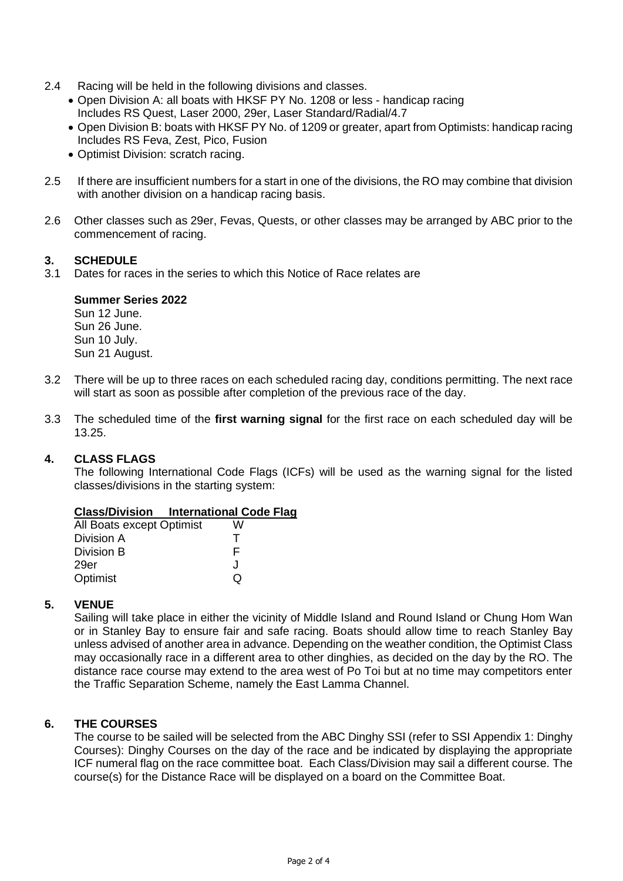2.4 Racing will be held in the following divisions and classes.

- Open Division A: all boats with HKSF PY No. 1208 or less - handicap racing
  Includes RS Quest, Laser 2000, 29er, Laser Standard/Radial/4.7
- Open Division B: boats with HKSF PY No. of 1209 or greater, apart from Optimists: handicap racing
  Includes RS Feva, Zest, Pico, Fusion
- Optimist Division: scratch racing.

2.5 If there are insufficient numbers for a start in one of the divisions, the RO may combine that division with another division on a handicap racing basis.

2.6 Other classes such as 29er, Fevas, Quests, or other classes may be arranged by ABC prior to the commencement of racing.

## 3. SCHEDULE

3.1 Dates for races in the series to which this Notice of Race relates are

**Summer Series 2022**
Sun 12 June.
Sun 26 June.
Sun 10 July.
Sun 21 August.

3.2 There will be up to three races on each scheduled racing day, conditions permitting. The next race will start as soon as possible after completion of the previous race of the day.

3.3 The scheduled time of the **first warning signal** for the first race on each scheduled day will be 13.25.

## 4. CLASS FLAGS

The following International Code Flags (ICFs) will be used as the warning signal for the listed classes/divisions in the starting system:

| Class/Division | International Code Flag |
|---|---|
| All Boats except Optimist | W |
| Division A | T |
| Division B | F |
| 29er | J |
| Optimist | Q |

## 5. VENUE

Sailing will take place in either the vicinity of Middle Island and Round Island or Chung Hom Wan or in Stanley Bay to ensure fair and safe racing. Boats should allow time to reach Stanley Bay unless advised of another area in advance. Depending on the weather condition, the Optimist Class may occasionally race in a different area to other dinghies, as decided on the day by the RO. The distance race course may extend to the area west of Po Toi but at no time may competitors enter the Traffic Separation Scheme, namely the East Lamma Channel.

## 6. THE COURSES

The course to be sailed will be selected from the ABC Dinghy SSI (refer to SSI Appendix 1: Dinghy Courses): Dinghy Courses on the day of the race and be indicated by displaying the appropriate ICF numeral flag on the race committee boat. Each Class/Division may sail a different course. The course(s) for the Distance Race will be displayed on a board on the Committee Boat.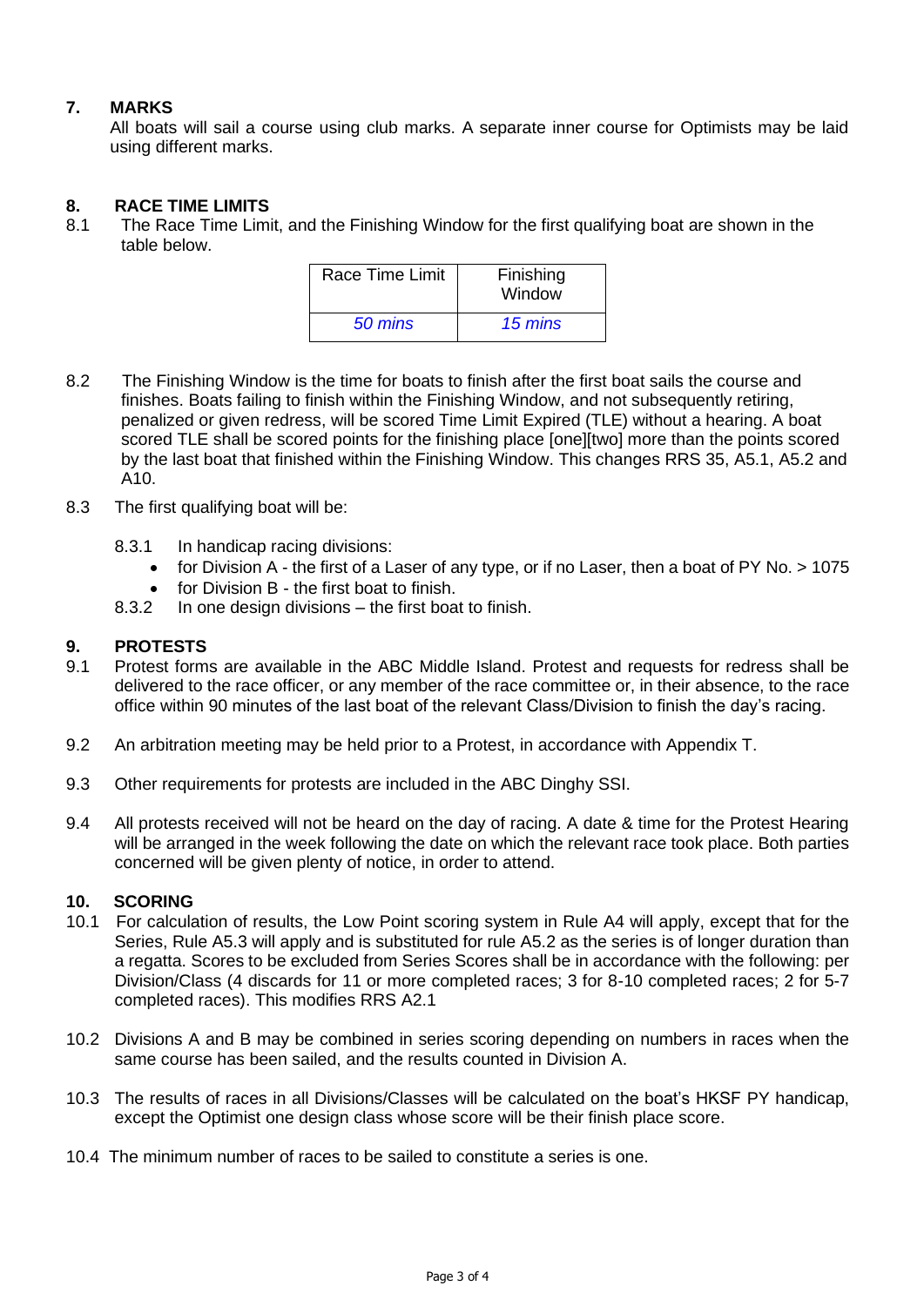## 7. MARKS

All boats will sail a course using club marks. A separate inner course for Optimists may be laid using different marks.

## 8. RACE TIME LIMITS

8.1 The Race Time Limit, and the Finishing Window for the first qualifying boat are shown in the table below.

| Race Time Limit | Finishing Window |
|---|---|
| *50 mins* | *15 mins* |

8.2 The Finishing Window is the time for boats to finish after the first boat sails the course and finishes. Boats failing to finish within the Finishing Window, and not subsequently retiring, penalized or given redress, will be scored Time Limit Expired (TLE) without a hearing. A boat scored TLE shall be scored points for the finishing place [one][two] more than the points scored by the last boat that finished within the Finishing Window. This changes RRS 35, A5.1, A5.2 and A10.

8.3 The first qualifying boat will be:

8.3.1 In handicap racing divisions:

- for Division A - the first of a Laser of any type, or if no Laser, then a boat of PY No. > 1075
- for Division B - the first boat to finish.

8.3.2 In one design divisions – the first boat to finish.

## 9. PROTESTS

9.1 Protest forms are available in the ABC Middle Island. Protest and requests for redress shall be delivered to the race officer, or any member of the race committee or, in their absence, to the race office within 90 minutes of the last boat of the relevant Class/Division to finish the day's racing.

9.2 An arbitration meeting may be held prior to a Protest, in accordance with Appendix T.

9.3 Other requirements for protests are included in the ABC Dinghy SSI.

9.4 All protests received will not be heard on the day of racing. A date & time for the Protest Hearing will be arranged in the week following the date on which the relevant race took place. Both parties concerned will be given plenty of notice, in order to attend.

## 10. SCORING

10.1 For calculation of results, the Low Point scoring system in Rule A4 will apply, except that for the Series, Rule A5.3 will apply and is substituted for rule A5.2 as the series is of longer duration than a regatta. Scores to be excluded from Series Scores shall be in accordance with the following: per Division/Class (4 discards for 11 or more completed races; 3 for 8-10 completed races; 2 for 5-7 completed races). This modifies RRS A2.1

10.2 Divisions A and B may be combined in series scoring depending on numbers in races when the same course has been sailed, and the results counted in Division A.

10.3 The results of races in all Divisions/Classes will be calculated on the boat's HKSF PY handicap, except the Optimist one design class whose score will be their finish place score.

10.4 The minimum number of races to be sailed to constitute a series is one.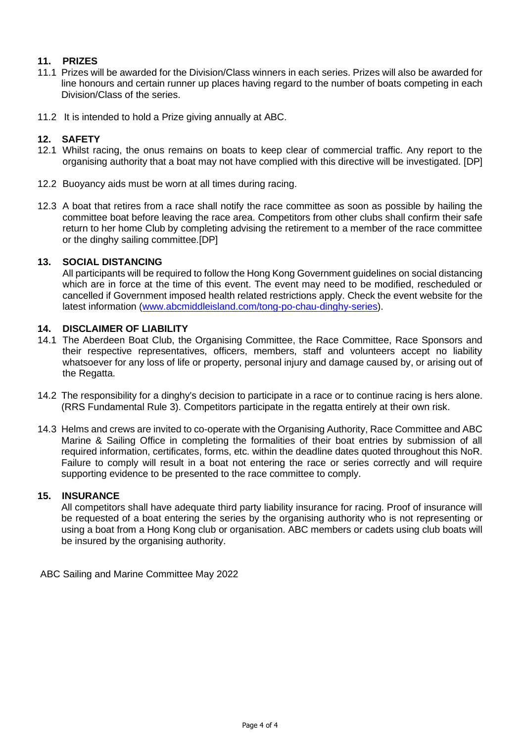## 11. PRIZES

11.1 Prizes will be awarded for the Division/Class winners in each series. Prizes will also be awarded for line honours and certain runner up places having regard to the number of boats competing in each Division/Class of the series.

11.2 It is intended to hold a Prize giving annually at ABC.

## 12. SAFETY

12.1 Whilst racing, the onus remains on boats to keep clear of commercial traffic. Any report to the organising authority that a boat may not have complied with this directive will be investigated. [DP]

12.2 Buoyancy aids must be worn at all times during racing.

12.3 A boat that retires from a race shall notify the race committee as soon as possible by hailing the committee boat before leaving the race area. Competitors from other clubs shall confirm their safe return to her home Club by completing advising the retirement to a member of the race committee or the dinghy sailing committee.[DP]

## 13. SOCIAL DISTANCING

All participants will be required to follow the Hong Kong Government guidelines on social distancing which are in force at the time of this event. The event may need to be modified, rescheduled or cancelled if Government imposed health related restrictions apply. Check the event website for the latest information (www.abcmiddleisland.com/tong-po-chau-dinghy-series).

## 14. DISCLAIMER OF LIABILITY

14.1 The Aberdeen Boat Club, the Organising Committee, the Race Committee, Race Sponsors and their respective representatives, officers, members, staff and volunteers accept no liability whatsoever for any loss of life or property, personal injury and damage caused by, or arising out of the Regatta.

14.2 The responsibility for a dinghy's decision to participate in a race or to continue racing is hers alone. (RRS Fundamental Rule 3). Competitors participate in the regatta entirely at their own risk.

14.3 Helms and crews are invited to co-operate with the Organising Authority, Race Committee and ABC Marine & Sailing Office in completing the formalities of their boat entries by submission of all required information, certificates, forms, etc. within the deadline dates quoted throughout this NoR. Failure to comply will result in a boat not entering the race or series correctly and will require supporting evidence to be presented to the race committee to comply.

## 15. INSURANCE

All competitors shall have adequate third party liability insurance for racing. Proof of insurance will be requested of a boat entering the series by the organising authority who is not representing or using a boat from a Hong Kong club or organisation. ABC members or cadets using club boats will be insured by the organising authority.

ABC Sailing and Marine Committee May 2022